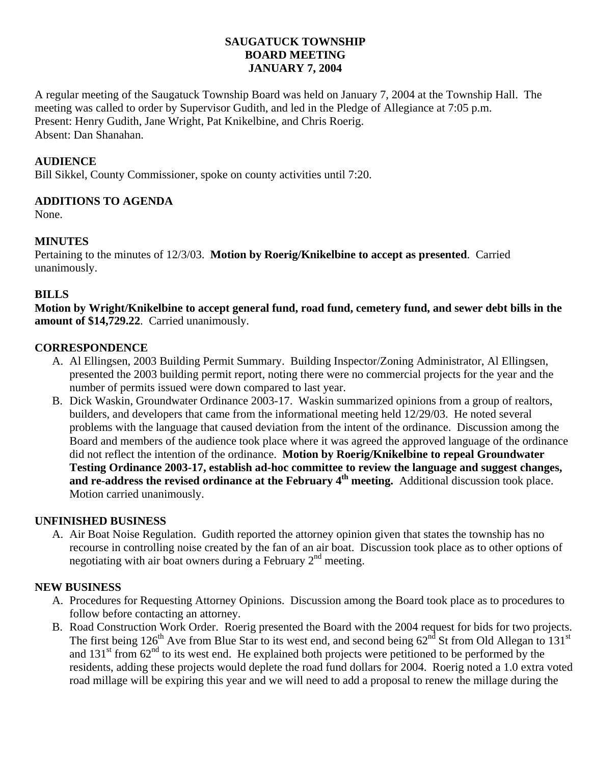# SAUGATUCK TOWNSHIP
# BOARD MEETING
# JANUARY 7, 2004

A regular meeting of the Saugatuck Township Board was held on January 7, 2004 at the Township Hall. The meeting was called to order by Supervisor Gudith, and led in the Pledge of Allegiance at 7:05 p.m.
Present: Henry Gudith, Jane Wright, Pat Knikelbine, and Chris Roerig.
Absent: Dan Shanahan.

## AUDIENCE

Bill Sikkel, County Commissioner, spoke on county activities until 7:20.

## ADDITIONS TO AGENDA

None.

## MINUTES

Pertaining to the minutes of 12/3/03. **Motion by Roerig/Knikelbine to accept as presented**. Carried unanimously.

## BILLS

**Motion by Wright/Knikelbine to accept general fund, road fund, cemetery fund, and sewer debt bills in the amount of $14,729.22**. Carried unanimously.

## CORRESPONDENCE

A. Al Ellingsen, 2003 Building Permit Summary. Building Inspector/Zoning Administrator, Al Ellingsen, presented the 2003 building permit report, noting there were no commercial projects for the year and the number of permits issued were down compared to last year.
B. Dick Waskin, Groundwater Ordinance 2003-17. Waskin summarized opinions from a group of realtors, builders, and developers that came from the informational meeting held 12/29/03. He noted several problems with the language that caused deviation from the intent of the ordinance. Discussion among the Board and members of the audience took place where it was agreed the approved language of the ordinance did not reflect the intention of the ordinance. **Motion by Roerig/Knikelbine to repeal Groundwater Testing Ordinance 2003-17, establish ad-hoc committee to review the language and suggest changes, and re-address the revised ordinance at the February 4th meeting.** Additional discussion took place. Motion carried unanimously.

## UNFINISHED BUSINESS

A. Air Boat Noise Regulation. Gudith reported the attorney opinion given that states the township has no recourse in controlling noise created by the fan of an air boat. Discussion took place as to other options of negotiating with air boat owners during a February 2nd meeting.

## NEW BUSINESS

A. Procedures for Requesting Attorney Opinions. Discussion among the Board took place as to procedures to follow before contacting an attorney.
B. Road Construction Work Order. Roerig presented the Board with the 2004 request for bids for two projects. The first being 126th Ave from Blue Star to its west end, and second being 62nd St from Old Allegan to 131st and 131st from 62nd to its west end. He explained both projects were petitioned to be performed by the residents, adding these projects would deplete the road fund dollars for 2004. Roerig noted a 1.0 extra voted road millage will be expiring this year and we will need to add a proposal to renew the millage during the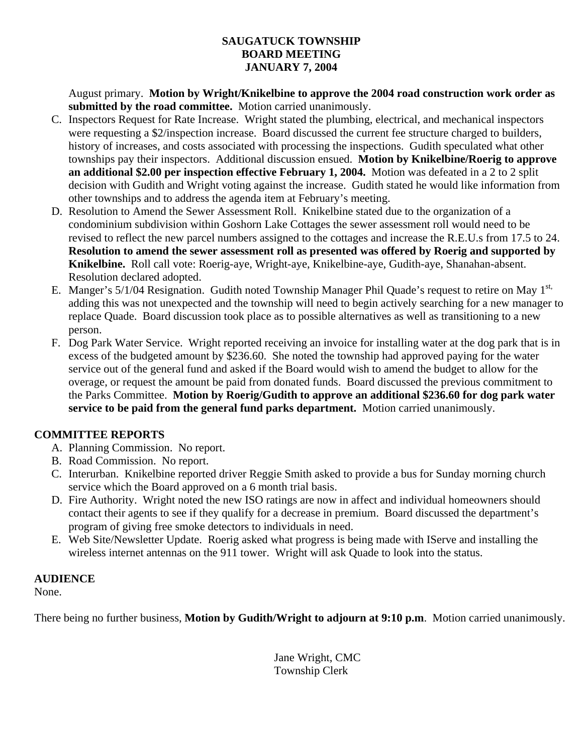August primary. **Motion by Wright/Knikelbine to approve the 2004 road construction work order as submitted by the road committee.** Motion carried unanimously.

C. Inspectors Request for Rate Increase. Wright stated the plumbing, electrical, and mechanical inspectors were requesting a $2/inspection increase. Board discussed the current fee structure charged to builders, history of increases, and costs associated with processing the inspections. Gudith speculated what other townships pay their inspectors. Additional discussion ensued. **Motion by Knikelbine/Roerig to approve an additional $2.00 per inspection effective February 1, 2004.** Motion was defeated in a 2 to 2 split decision with Gudith and Wright voting against the increase. Gudith stated he would like information from other townships and to address the agenda item at February's meeting.
D. Resolution to Amend the Sewer Assessment Roll. Knikelbine stated due to the organization of a condominium subdivision within Goshorn Lake Cottages the sewer assessment roll would need to be revised to reflect the new parcel numbers assigned to the cottages and increase the R.E.U.s from 17.5 to 24. **Resolution to amend the sewer assessment roll as presented was offered by Roerig and supported by Knikelbine.** Roll call vote: Roerig-aye, Wright-aye, Knikelbine-aye, Gudith-aye, Shanahan-absent. Resolution declared adopted.
E. Manger's 5/1/04 Resignation. Gudith noted Township Manager Phil Quade's request to retire on May 1st, adding this was not unexpected and the township will need to begin actively searching for a new manager to replace Quade. Board discussion took place as to possible alternatives as well as transitioning to a new person.
F. Dog Park Water Service. Wright reported receiving an invoice for installing water at the dog park that is in excess of the budgeted amount by $236.60. She noted the township had approved paying for the water service out of the general fund and asked if the Board would wish to amend the budget to allow for the overage, or request the amount be paid from donated funds. Board discussed the previous commitment to the Parks Committee. **Motion by Roerig/Gudith to approve an additional $236.60 for dog park water service to be paid from the general fund parks department.** Motion carried unanimously.

## COMMITTEE REPORTS

A. Planning Commission. No report.
B. Road Commission. No report.
C. Interurban. Knikelbine reported driver Reggie Smith asked to provide a bus for Sunday morning church service which the Board approved on a 6 month trial basis.
D. Fire Authority. Wright noted the new ISO ratings are now in affect and individual homeowners should contact their agents to see if they qualify for a decrease in premium. Board discussed the department's program of giving free smoke detectors to individuals in need.
E. Web Site/Newsletter Update. Roerig asked what progress is being made with IServe and installing the wireless internet antennas on the 911 tower. Wright will ask Quade to look into the status.

## AUDIENCE

None.

There being no further business, **Motion by Gudith/Wright to adjourn at 9:10 p.m**. Motion carried unanimously.

Jane Wright, CMC
Township Clerk